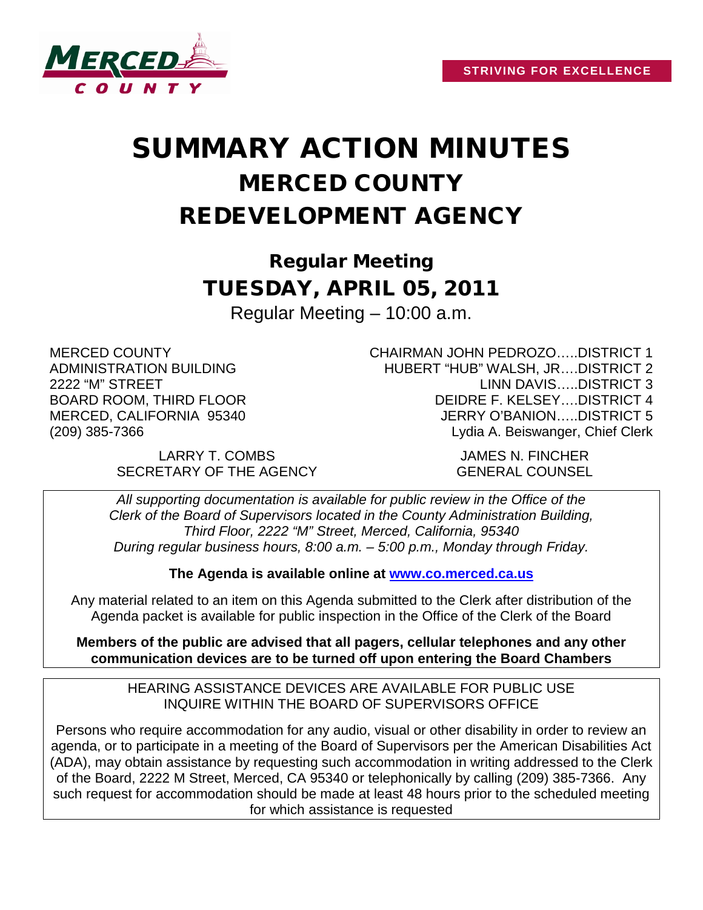STRIVING FOR EXCELLENCE

# SUMMARY ACTION MINUTES
# MERCED COUNTY
# REDEVELOPMENT AGENCY

## Regular Meeting
## TUESDAY, APRIL 05, 2011

Regular Meeting – 10:00 a.m.

MERCED COUNTY
ADMINISTRATION BUILDING
2222 "M" STREET
BOARD ROOM, THIRD FLOOR
MERCED, CALIFORNIA 95340
(209) 385-7366

CHAIRMAN JOHN PEDROZO…..DISTRICT 1
HUBERT "HUB" WALSH, JR….DISTRICT 2
LINN DAVIS…..DISTRICT 3
DEIDRE F. KELSEY….DISTRICT 4
JERRY O'BANION…..DISTRICT 5
Lydia A. Beiswanger, Chief Clerk

LARRY T. COMBS
SECRETARY OF THE AGENCY

JAMES N. FINCHER
GENERAL COUNSEL

*All supporting documentation is available for public review in the Office of the Clerk of the Board of Supervisors located in the County Administration Building, Third Floor, 2222 "M" Street, Merced, California, 95340 During regular business hours, 8:00 a.m. – 5:00 p.m., Monday through Friday.*

**The Agenda is available online at [www.co.merced.ca.us](http://www.co.merced.ca.us)**

Any material related to an item on this Agenda submitted to the Clerk after distribution of the Agenda packet is available for public inspection in the Office of the Clerk of the Board

**Members of the public are advised that all pagers, cellular telephones and any other communication devices are to be turned off upon entering the Board Chambers**

HEARING ASSISTANCE DEVICES ARE AVAILABLE FOR PUBLIC USE
INQUIRE WITHIN THE BOARD OF SUPERVISORS OFFICE

Persons who require accommodation for any audio, visual or other disability in order to review an agenda, or to participate in a meeting of the Board of Supervisors per the American Disabilities Act (ADA), may obtain assistance by requesting such accommodation in writing addressed to the Clerk of the Board, 2222 M Street, Merced, CA 95340 or telephonically by calling (209) 385-7366. Any such request for accommodation should be made at least 48 hours prior to the scheduled meeting for which assistance is requested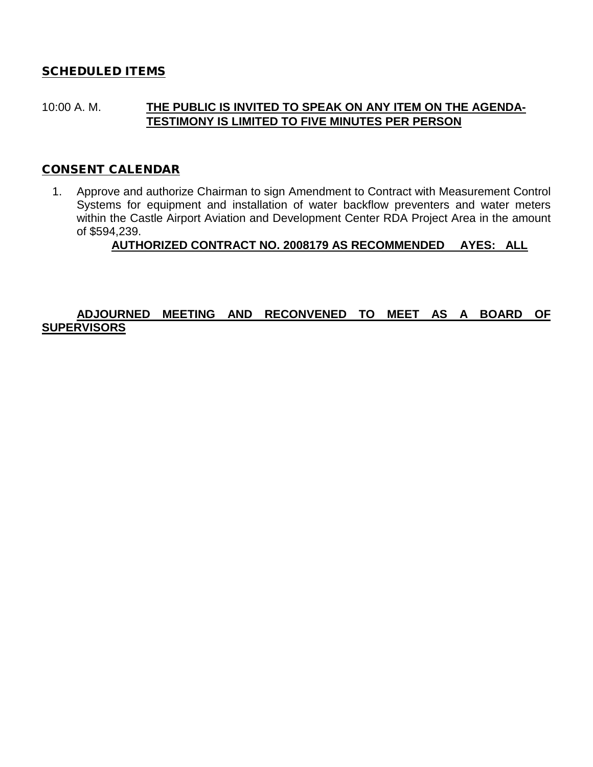## SCHEDULED ITEMS

10:00 A. M. **THE PUBLIC IS INVITED TO SPEAK ON ANY ITEM ON THE AGENDA-TESTIMONY IS LIMITED TO FIVE MINUTES PER PERSON**

## CONSENT CALENDAR

1. Approve and authorize Chairman to sign Amendment to Contract with Measurement Control Systems for equipment and installation of water backflow preventers and water meters within the Castle Airport Aviation and Development Center RDA Project Area in the amount of $594,239.

   **AUTHORIZED CONTRACT NO. 2008179 AS RECOMMENDED AYES: ALL**

**ADJOURNED MEETING AND RECONVENED TO MEET AS A BOARD OF SUPERVISORS**